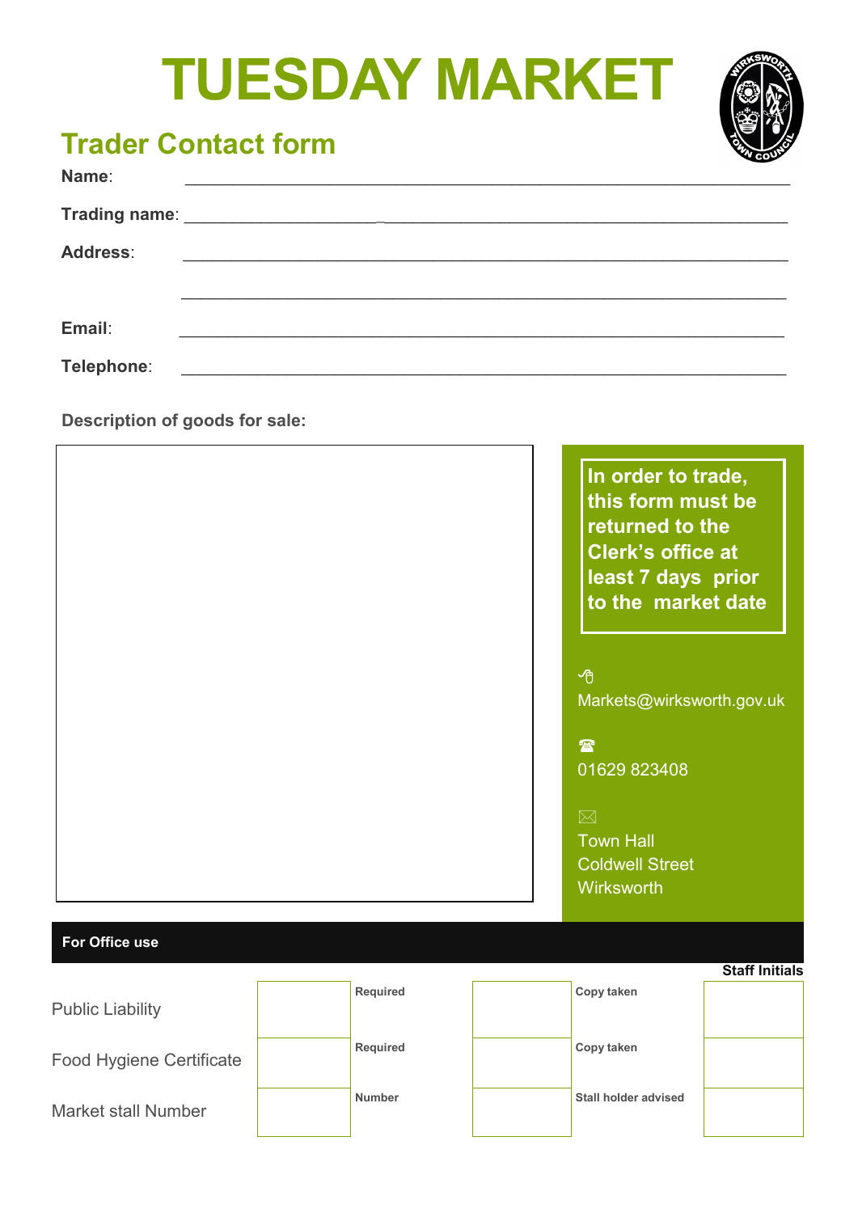# TUESDAY MARKET

## Trader Contact form

**Name**: ____________________________________________________________

**Trading name**: ____________________________________________________________

**Address**: ____________________________________________________________

____________________________________________________________

**Email**: ____________________________________________________________

**Telephone**: ____________________________________________________________

**Description of goods for sale:**

**In order to trade, this form must be returned to the Clerk's office at least 7 days prior to the market date**

Markets@wirksworth.gov.uk

01629 823408

Town Hall
Coldwell Street
Wirksworth

**For Office use**

| | | | | | Staff Initials |
|---|---|---|---|---|---|
| Public Liability | | **Required** | | **Copy taken** | |
| Food Hygiene Certificate | | **Required** | | **Copy taken** | |
| Market stall Number | | **Number** | | **Stall holder advised** | |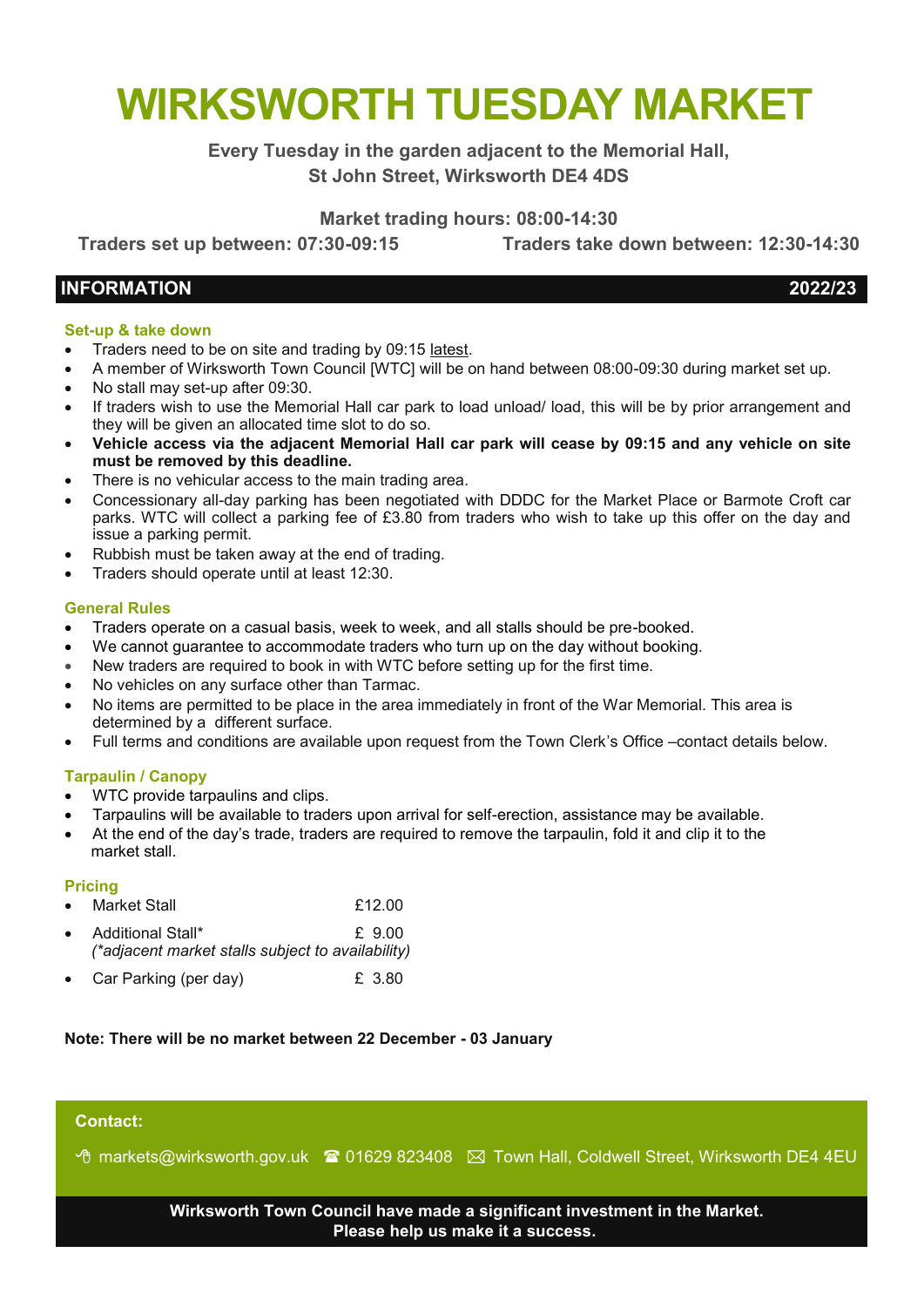# WIRKSWORTH TUESDAY MARKET

**Every Tuesday in the garden adjacent to the Memorial Hall, St John Street, Wirksworth DE4 4DS**

**Market trading hours: 08:00-14:30**

**Traders set up between: 07:30-09:15** **Traders take down between: 12:30-14:30**

## INFORMATION 2022/23

### Set-up & take down

- Traders need to be on site and trading by 09:15 latest.
- A member of Wirksworth Town Council [WTC] will be on hand between 08:00-09:30 during market set up.
- No stall may set-up after 09:30.
- If traders wish to use the Memorial Hall car park to load unload/ load, this will be by prior arrangement and they will be given an allocated time slot to do so.
- **Vehicle access via the adjacent Memorial Hall car park will cease by 09:15 and any vehicle on site must be removed by this deadline.**
- There is no vehicular access to the main trading area.
- Concessionary all-day parking has been negotiated with DDDC for the Market Place or Barmote Croft car parks. WTC will collect a parking fee of £3.80 from traders who wish to take up this offer on the day and issue a parking permit.
- Rubbish must be taken away at the end of trading.
- Traders should operate until at least 12:30.

### General Rules

- Traders operate on a casual basis, week to week, and all stalls should be pre-booked.
- We cannot guarantee to accommodate traders who turn up on the day without booking.
- New traders are required to book in with WTC before setting up for the first time.
- No vehicles on any surface other than Tarmac.
- No items are permitted to be place in the area immediately in front of the War Memorial. This area is determined by a different surface.
- Full terms and conditions are available upon request from the Town Clerk's Office –contact details below.

### Tarpaulin / Canopy

- WTC provide tarpaulins and clips.
- Tarpaulins will be available to traders upon arrival for self-erection, assistance may be available.
- At the end of the day's trade, traders are required to remove the tarpaulin, fold it and clip it to the market stall.

### Pricing

- Market Stall £12.00
- Additional Stall* £ 9.00
  *(\*adjacent market stalls subject to availability)*
- Car Parking (per day) £ 3.80

**Note: There will be no market between 22 December - 03 January**

**Contact:**

markets@wirksworth.gov.uk ☎ 01629 823408 ✉ Town Hall, Coldwell Street, Wirksworth DE4 4EU

**Wirksworth Town Council have made a significant investment in the Market. Please help us make it a success.**